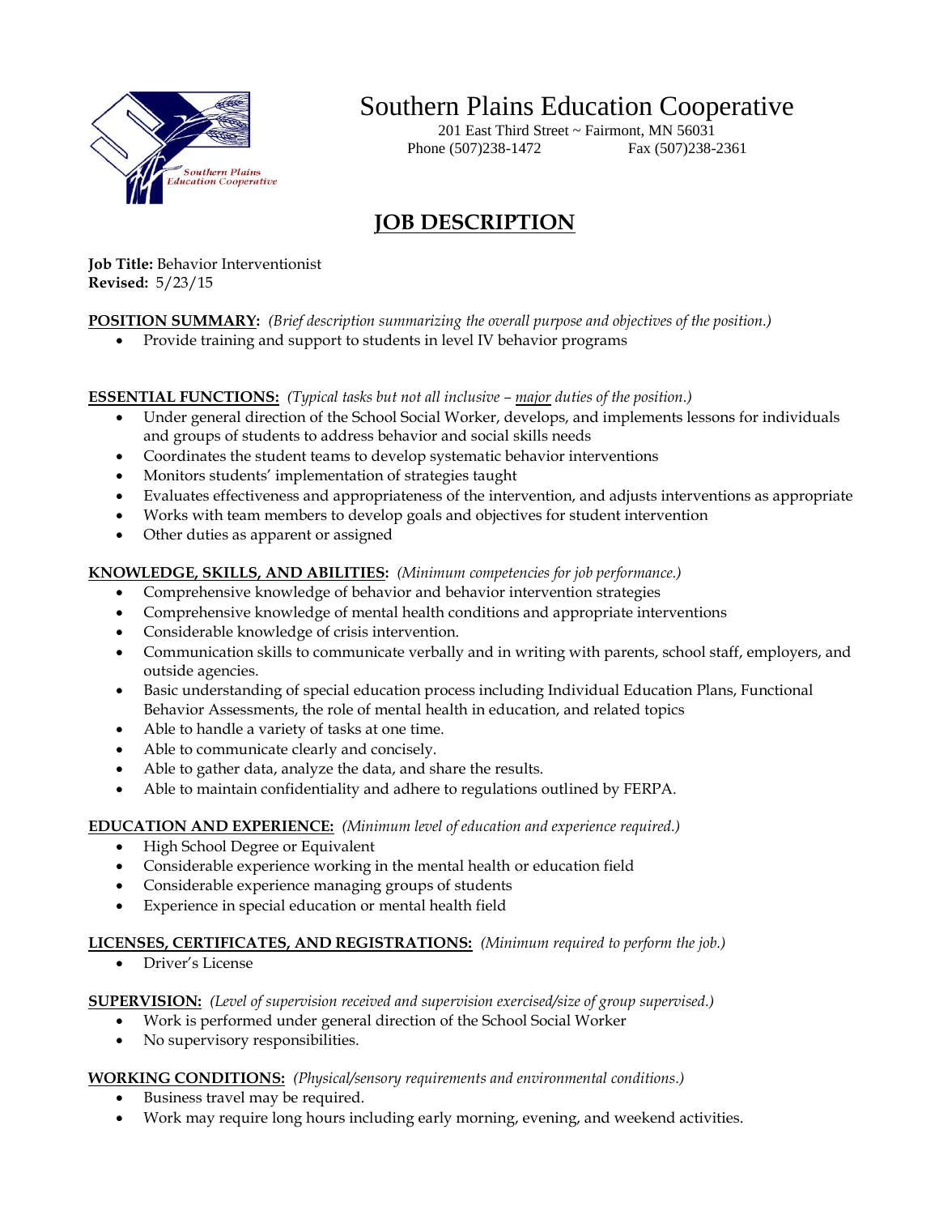# Southern Plains Education Cooperative

201 East Third Street ~ Fairmont, MN 56031
Phone (507)238-1472 Fax (507)238-2361

## JOB DESCRIPTION

**Job Title:** Behavior Interventionist
**Revised:** 5/23/15

**POSITION SUMMARY:** *(Brief description summarizing the overall purpose and objectives of the position.)*

- Provide training and support to students in level IV behavior programs

**ESSENTIAL FUNCTIONS:** *(Typical tasks but not all inclusive – major duties of the position.)*

- Under general direction of the School Social Worker, develops, and implements lessons for individuals and groups of students to address behavior and social skills needs
- Coordinates the student teams to develop systematic behavior interventions
- Monitors students' implementation of strategies taught
- Evaluates effectiveness and appropriateness of the intervention, and adjusts interventions as appropriate
- Works with team members to develop goals and objectives for student intervention
- Other duties as apparent or assigned

**KNOWLEDGE, SKILLS, AND ABILITIES:** *(Minimum competencies for job performance.)*

- Comprehensive knowledge of behavior and behavior intervention strategies
- Comprehensive knowledge of mental health conditions and appropriate interventions
- Considerable knowledge of crisis intervention.
- Communication skills to communicate verbally and in writing with parents, school staff, employers, and outside agencies.
- Basic understanding of special education process including Individual Education Plans, Functional Behavior Assessments, the role of mental health in education, and related topics
- Able to handle a variety of tasks at one time.
- Able to communicate clearly and concisely.
- Able to gather data, analyze the data, and share the results.
- Able to maintain confidentiality and adhere to regulations outlined by FERPA.

**EDUCATION AND EXPERIENCE:** *(Minimum level of education and experience required.)*

- High School Degree or Equivalent
- Considerable experience working in the mental health or education field
- Considerable experience managing groups of students
- Experience in special education or mental health field

**LICENSES, CERTIFICATES, AND REGISTRATIONS:** *(Minimum required to perform the job.)*

- Driver's License

**SUPERVISION:** *(Level of supervision received and supervision exercised/size of group supervised.)*

- Work is performed under general direction of the School Social Worker
- No supervisory responsibilities.

**WORKING CONDITIONS:** *(Physical/sensory requirements and environmental conditions.)*

- Business travel may be required.
- Work may require long hours including early morning, evening, and weekend activities.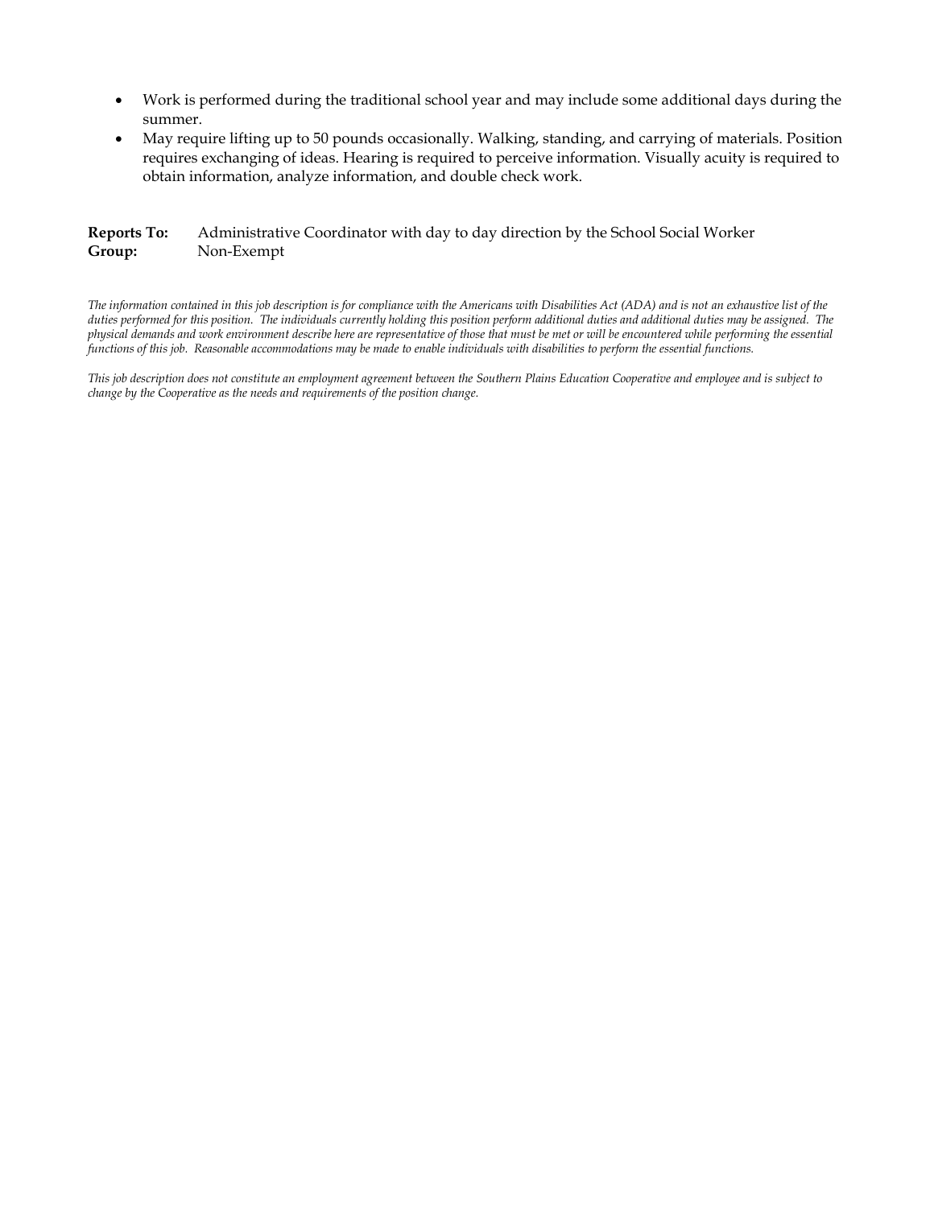- Work is performed during the traditional school year and may include some additional days during the summer.
- May require lifting up to 50 pounds occasionally. Walking, standing, and carrying of materials. Position requires exchanging of ideas. Hearing is required to perceive information. Visually acuity is required to obtain information, analyze information, and double check work.

**Reports To:** Administrative Coordinator with day to day direction by the School Social Worker
**Group:** Non-Exempt

*The information contained in this job description is for compliance with the Americans with Disabilities Act (ADA) and is not an exhaustive list of the duties performed for this position. The individuals currently holding this position perform additional duties and additional duties may be assigned. The physical demands and work environment describe here are representative of those that must be met or will be encountered while performing the essential functions of this job. Reasonable accommodations may be made to enable individuals with disabilities to perform the essential functions.*

*This job description does not constitute an employment agreement between the Southern Plains Education Cooperative and employee and is subject to change by the Cooperative as the needs and requirements of the position change.*